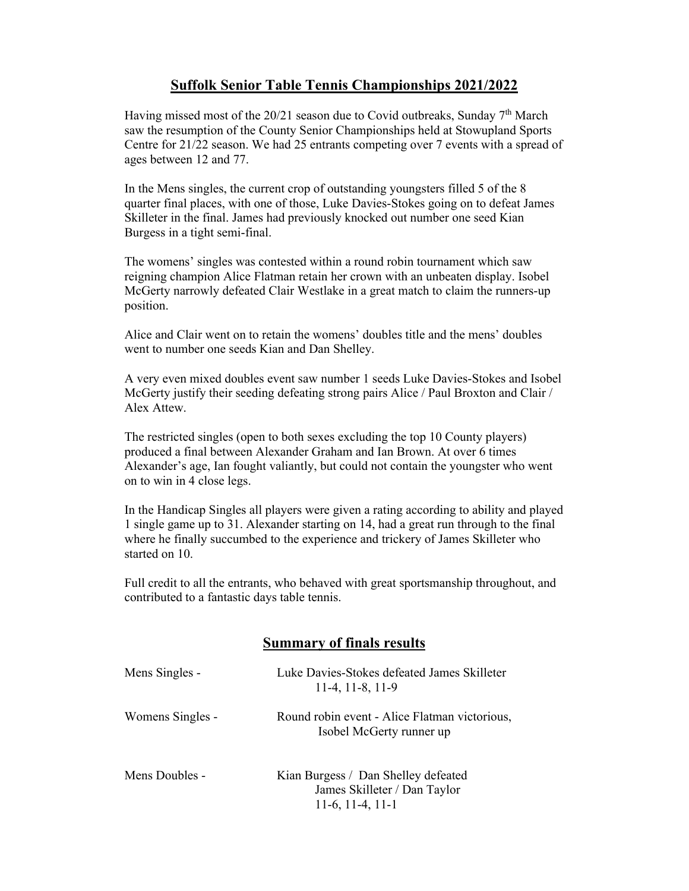# Suffolk Senior Table Tennis Championships 2021/2022

Having missed most of the 20/21 season due to Covid outbreaks, Sunday 7th March saw the resumption of the County Senior Championships held at Stowupland Sports Centre for 21/22 season. We had 25 entrants competing over 7 events with a spread of ages between 12 and 77.

In the Mens singles, the current crop of outstanding youngsters filled 5 of the 8 quarter final places, with one of those, Luke Davies-Stokes going on to defeat James Skilleter in the final. James had previously knocked out number one seed Kian Burgess in a tight semi-final.

The womens' singles was contested within a round robin tournament which saw reigning champion Alice Flatman retain her crown with an unbeaten display. Isobel McGerty narrowly defeated Clair Westlake in a great match to claim the runners-up position.

Alice and Clair went on to retain the womens' doubles title and the mens' doubles went to number one seeds Kian and Dan Shelley.

A very even mixed doubles event saw number 1 seeds Luke Davies-Stokes and Isobel McGerty justify their seeding defeating strong pairs Alice / Paul Broxton and Clair / Alex Attew.

The restricted singles (open to both sexes excluding the top 10 County players) produced a final between Alexander Graham and Ian Brown. At over 6 times Alexander's age, Ian fought valiantly, but could not contain the youngster who went on to win in 4 close legs.

In the Handicap Singles all players were given a rating according to ability and played 1 single game up to 31. Alexander starting on 14, had a great run through to the final where he finally succumbed to the experience and trickery of James Skilleter who started on 10.

Full credit to all the entrants, who behaved with great sportsmanship throughout, and contributed to a fantastic days table tennis.

## Summary of finals results

Mens Singles - Luke Davies-Stokes defeated James Skilleter
11-4, 11-8, 11-9

Womens Singles - Round robin event - Alice Flatman victorious,
Isobel McGerty runner up

Mens Doubles - Kian Burgess / Dan Shelley defeated
James Skilleter / Dan Taylor
11-6, 11-4, 11-1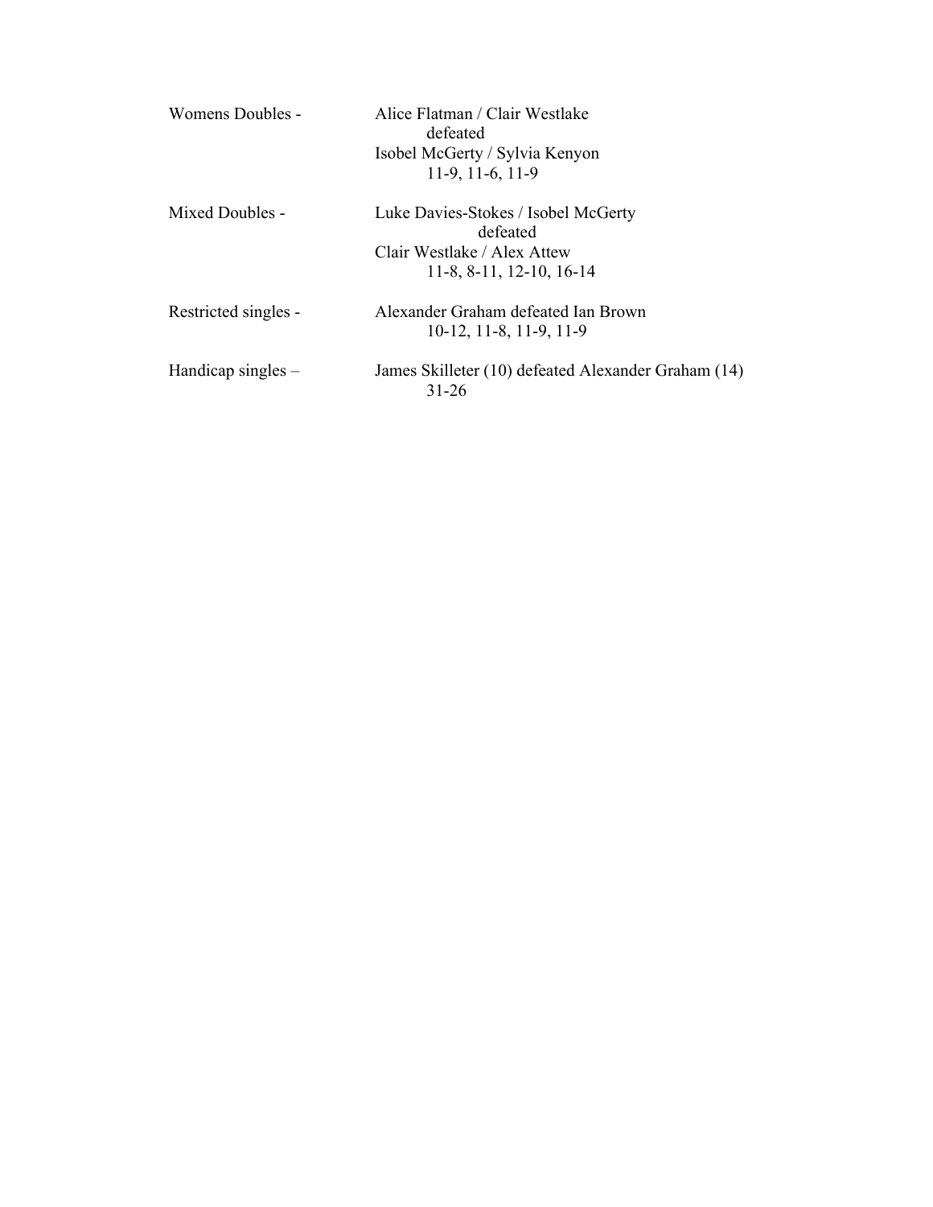Womens Doubles - Alice Flatman / Clair Westlake
defeated
Isobel McGerty / Sylvia Kenyon
11-9, 11-6, 11-9

Mixed Doubles - Luke Davies-Stokes / Isobel McGerty
defeated
Clair Westlake / Alex Attew
11-8, 8-11, 12-10, 16-14

Restricted singles - Alexander Graham defeated Ian Brown
10-12, 11-8, 11-9, 11-9

Handicap singles – James Skilleter (10) defeated Alexander Graham (14)
31-26